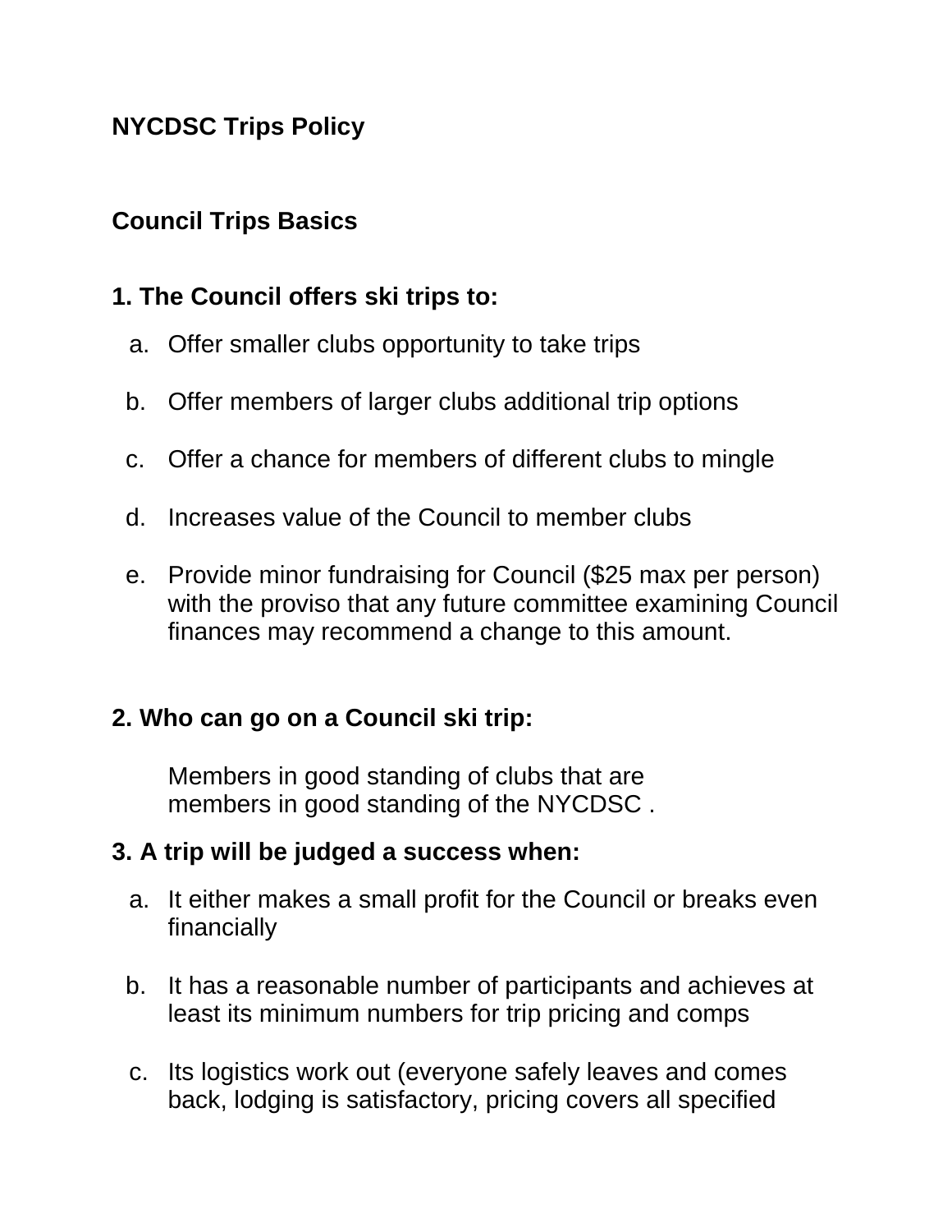# NYCDSC Trips Policy

## Council Trips Basics

### 1. The Council offers ski trips to:

a. Offer smaller clubs opportunity to take trips

b. Offer members of larger clubs additional trip options

c. Offer a chance for members of different clubs to mingle

d. Increases value of the Council to member clubs

e. Provide minor fundraising for Council ($25 max per person) with the proviso that any future committee examining Council finances may recommend a change to this amount.

### 2. Who can go on a Council ski trip:

Members in good standing of clubs that are members in good standing of the NYCDSC .

### 3. A trip will be judged a success when:

a. It either makes a small profit for the Council or breaks even financially

b. It has a reasonable number of participants and achieves at least its minimum numbers for trip pricing and comps

c. Its logistics work out (everyone safely leaves and comes back, lodging is satisfactory, pricing covers all specified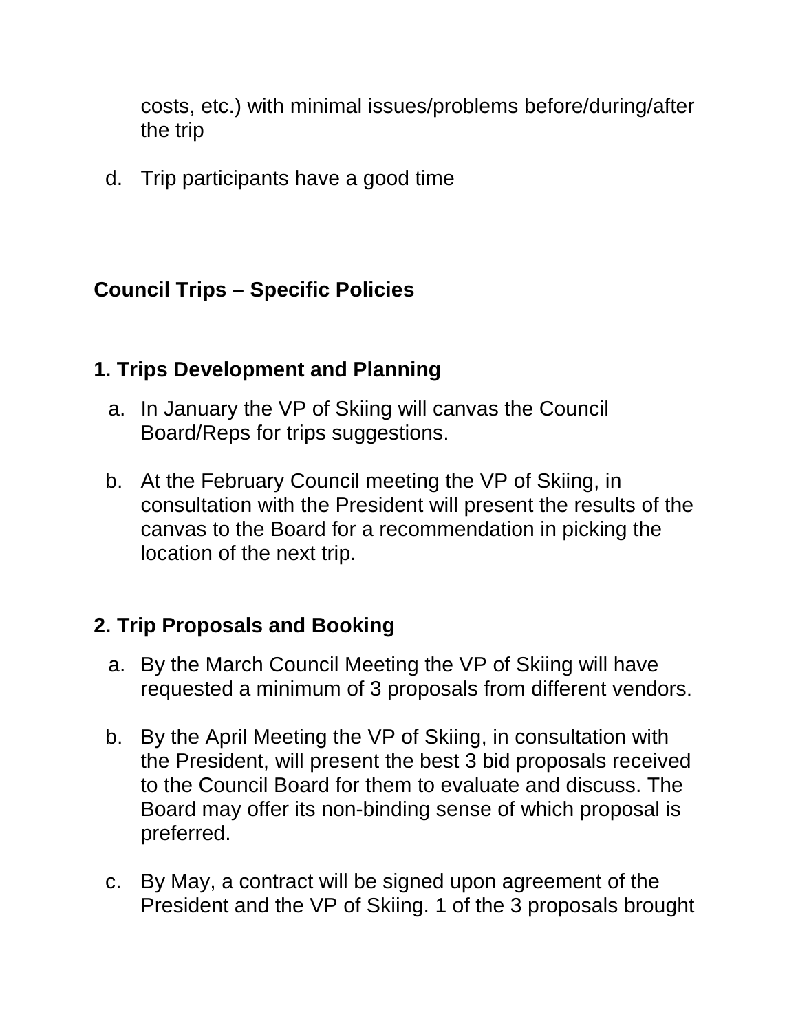costs, etc.) with minimal issues/problems before/during/after the trip

d. Trip participants have a good time

## Council Trips – Specific Policies

### 1. Trips Development and Planning

a. In January the VP of Skiing will canvas the Council Board/Reps for trips suggestions.

b. At the February Council meeting the VP of Skiing, in consultation with the President will present the results of the canvas to the Board for a recommendation in picking the location of the next trip.

### 2. Trip Proposals and Booking

a. By the March Council Meeting the VP of Skiing will have requested a minimum of 3 proposals from different vendors.

b. By the April Meeting the VP of Skiing, in consultation with the President, will present the best 3 bid proposals received to the Council Board for them to evaluate and discuss. The Board may offer its non-binding sense of which proposal is preferred.

c. By May, a contract will be signed upon agreement of the President and the VP of Skiing. 1 of the 3 proposals brought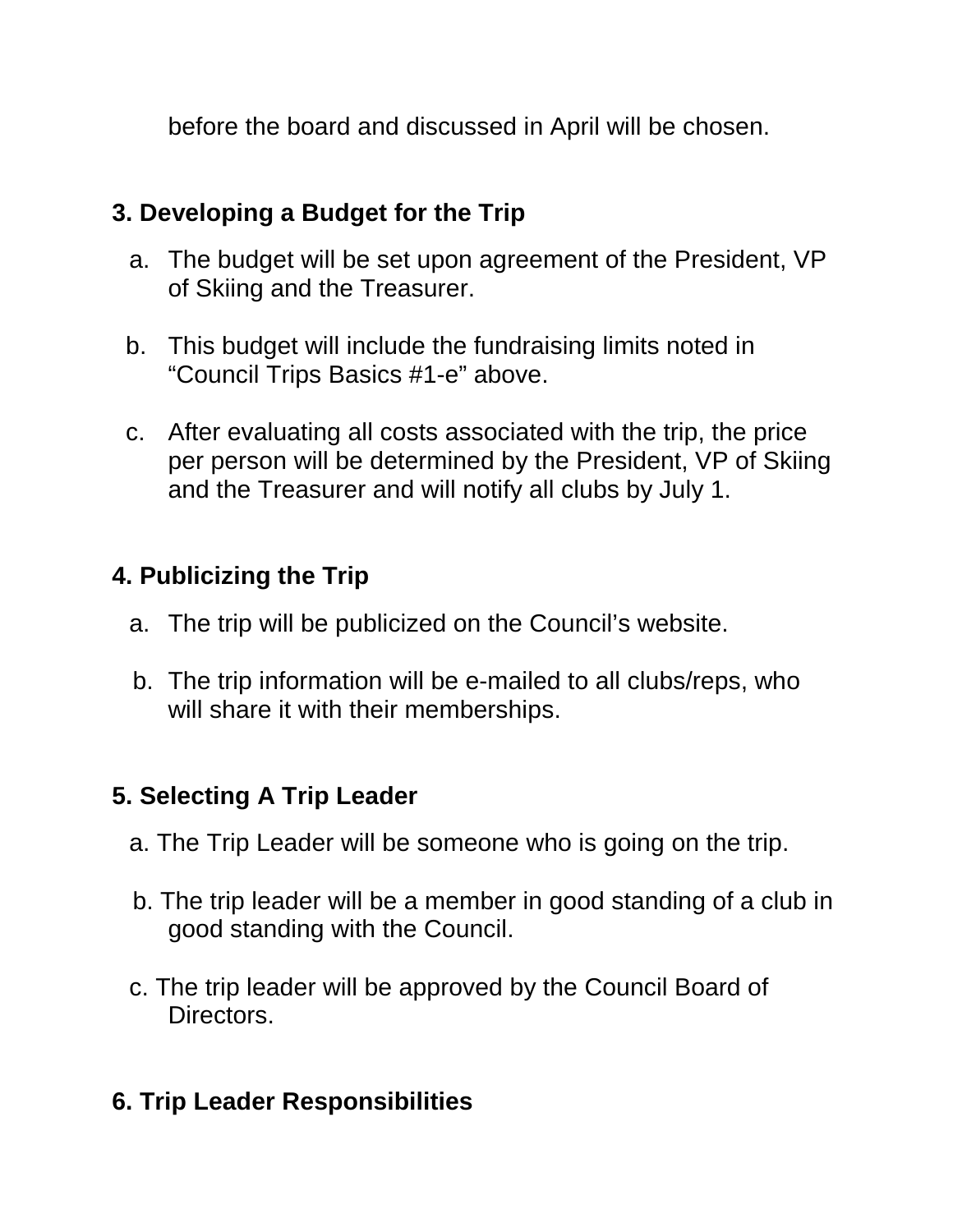before the board and discussed in April will be chosen.

**3. Developing a Budget for the Trip**

a. The budget will be set upon agreement of the President, VP of Skiing and the Treasurer.

b. This budget will include the fundraising limits noted in "Council Trips Basics #1-e" above.

c. After evaluating all costs associated with the trip, the price per person will be determined by the President, VP of Skiing and the Treasurer and will notify all clubs by July 1.

**4. Publicizing the Trip**

a. The trip will be publicized on the Council's website.

b. The trip information will be e-mailed to all clubs/reps, who will share it with their memberships.

**5. Selecting A Trip Leader**

a. The Trip Leader will be someone who is going on the trip.

b. The trip leader will be a member in good standing of a club in good standing with the Council.

c. The trip leader will be approved by the Council Board of Directors.

**6. Trip Leader Responsibilities**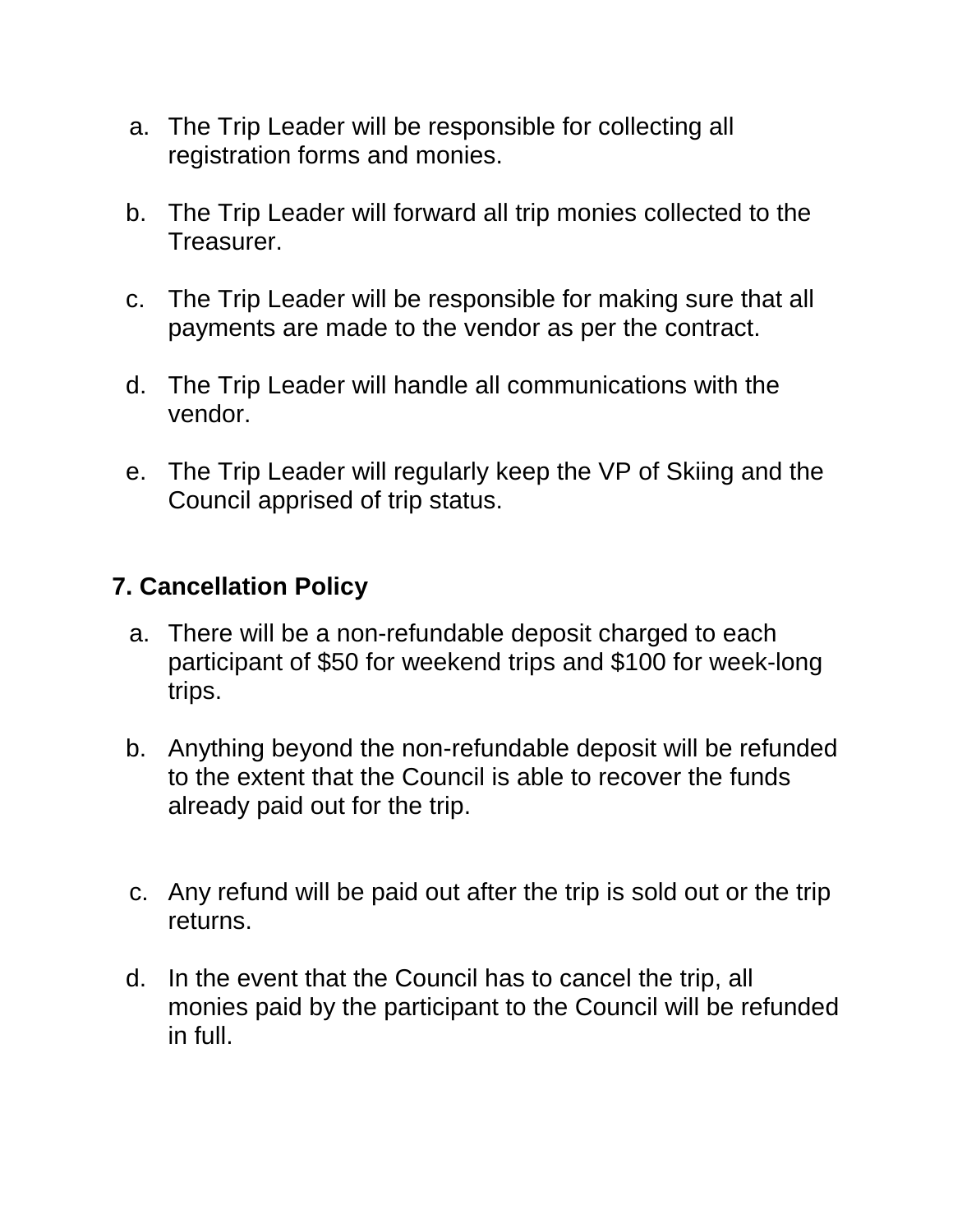a. The Trip Leader will be responsible for collecting all registration forms and monies.

b. The Trip Leader will forward all trip monies collected to the Treasurer.

c. The Trip Leader will be responsible for making sure that all payments are made to the vendor as per the contract.

d. The Trip Leader will handle all communications with the vendor.

e. The Trip Leader will regularly keep the VP of Skiing and the Council apprised of trip status.

## 7. Cancellation Policy

a. There will be a non-refundable deposit charged to each participant of $50 for weekend trips and $100 for week-long trips.

b. Anything beyond the non-refundable deposit will be refunded to the extent that the Council is able to recover the funds already paid out for the trip.

c. Any refund will be paid out after the trip is sold out or the trip returns.

d. In the event that the Council has to cancel the trip, all monies paid by the participant to the Council will be refunded in full.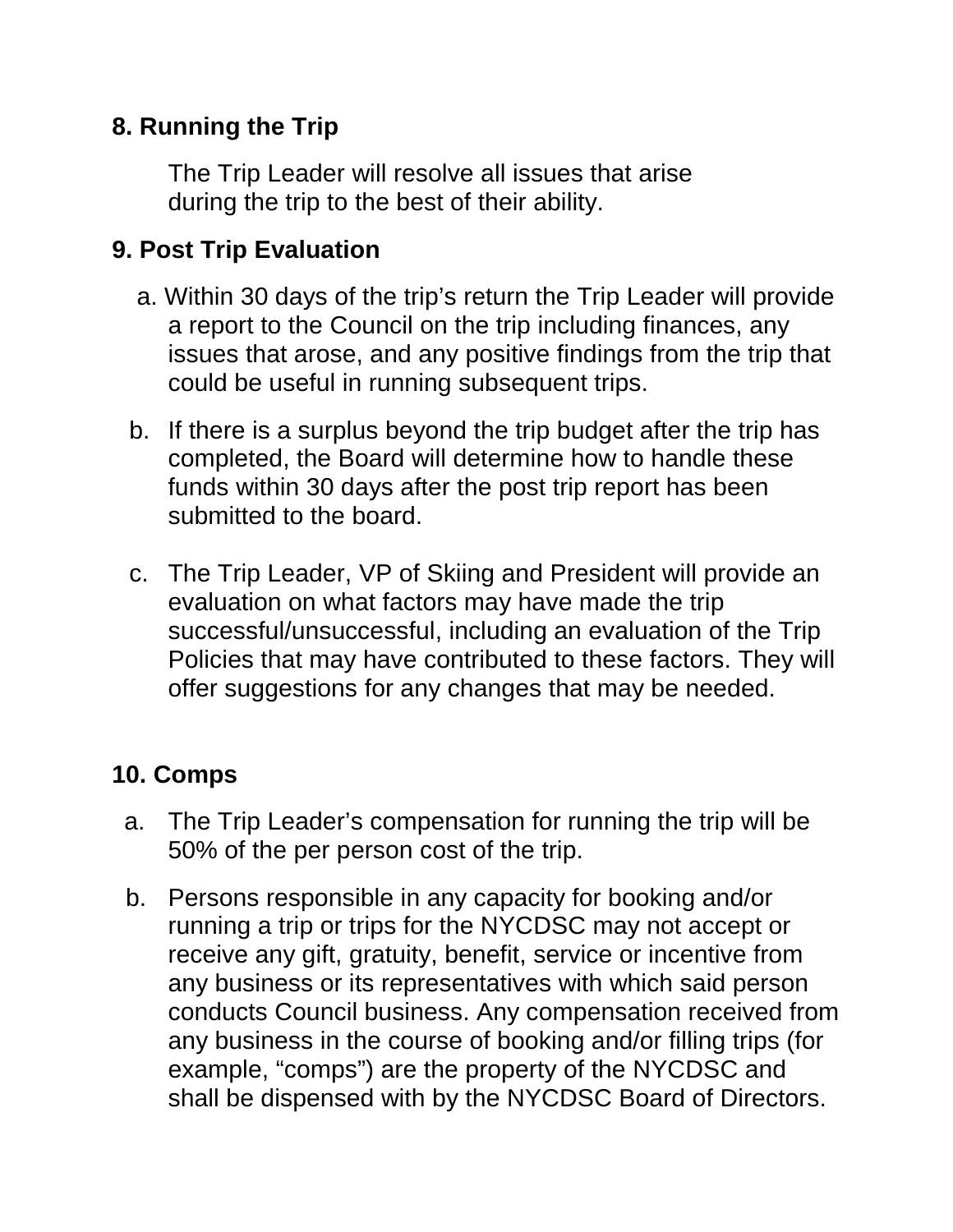## 8. Running the Trip

The Trip Leader will resolve all issues that arise during the trip to the best of their ability.

## 9. Post Trip Evaluation

a. Within 30 days of the trip's return the Trip Leader will provide a report to the Council on the trip including finances, any issues that arose, and any positive findings from the trip that could be useful in running subsequent trips.

b. If there is a surplus beyond the trip budget after the trip has completed, the Board will determine how to handle these funds within 30 days after the post trip report has been submitted to the board.

c. The Trip Leader, VP of Skiing and President will provide an evaluation on what factors may have made the trip successful/unsuccessful, including an evaluation of the Trip Policies that may have contributed to these factors. They will offer suggestions for any changes that may be needed.

## 10. Comps

a. The Trip Leader's compensation for running the trip will be 50% of the per person cost of the trip.

b. Persons responsible in any capacity for booking and/or running a trip or trips for the NYCDSC may not accept or receive any gift, gratuity, benefit, service or incentive from any business or its representatives with which said person conducts Council business. Any compensation received from any business in the course of booking and/or filling trips (for example, "comps") are the property of the NYCDSC and shall be dispensed with by the NYCDSC Board of Directors.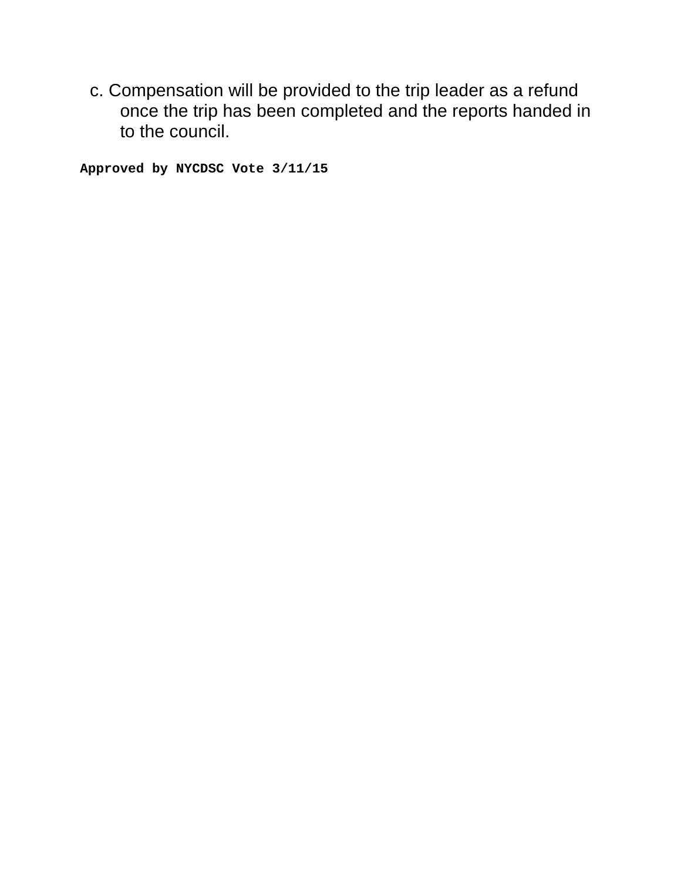c. Compensation will be provided to the trip leader as a refund once the trip has been completed and the reports handed in to the council.

**Approved by NYCDSC Vote 3/11/15**